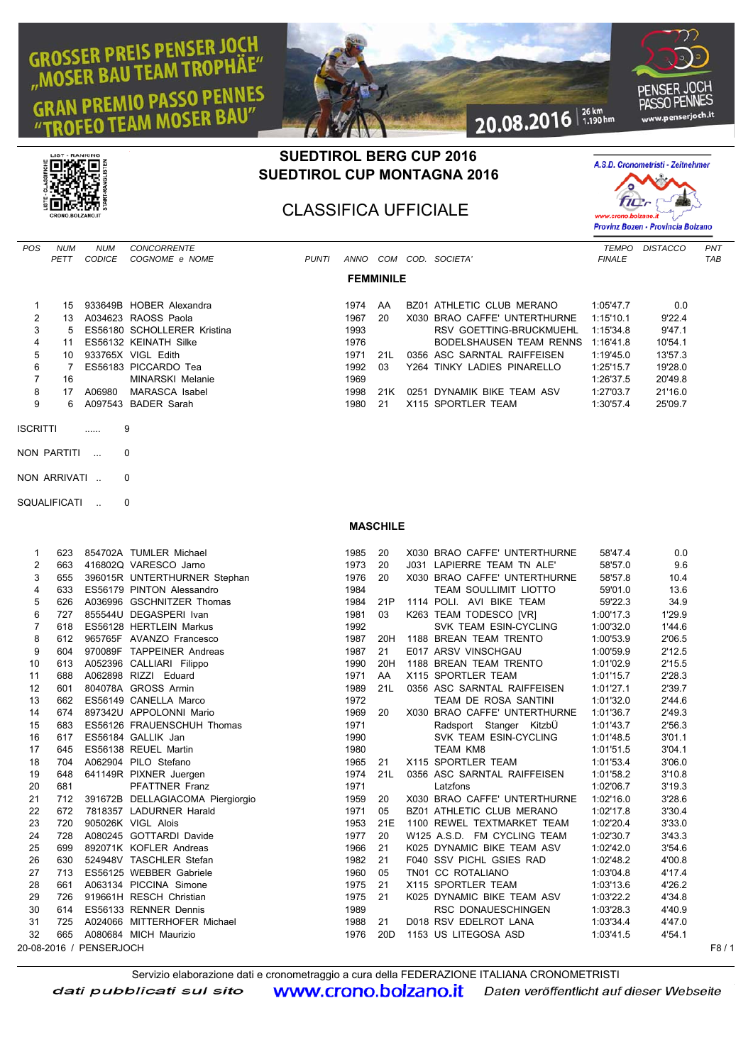GROSSER PREIS PENSER JOCH „MOSER BAU TEAM TROPHÄE"
GRAN PREMIO PASSO PENNES "TROFEO TEAM MOSER BAU"

20.08.2016 | 26 km 1.190 hm

PENSER JOCH PASSO PENNES www.penserjoch.it

# SUEDTIROL BERG CUP 2016
# SUEDTIROL CUP MONTAGNA 2016

## CLASSIFICA UFFICIALE

A.S.D. Cronometristi - Zeitnehmer
www.crono.bolzano.it
Provinz Bozen - Provincia Bolzano

### FEMMINILE

| POS | NUM PETT | NUM CODICE | CONCORRENTE COGNOME e NOME | PUNTI | ANNO | COM | COD. | SOCIETA' | TEMPO FINALE | DISTACCO | PNT TAB |
|---|---|---|---|---|---|---|---|---|---|---|---|
| 1 | 15 | 933649B | HOBER Alexandra | | 1974 | AA | BZ01 | ATHLETIC CLUB MERANO | 1:05'47.7 | 0.0 | |
| 2 | 13 | A034623 | RAOSS Paola | | 1967 | 20 | X030 | BRAO CAFFE' UNTERTHURNE | 1:15'10.1 | 9'22.4 | |
| 3 | 5 | ES56180 | SCHOLLERER Kristina | | 1993 | | | RSV GOETTING-BRUCKMUEHL | 1:15'34.8 | 9'47.1 | |
| 4 | 11 | ES56132 | KEINATH Silke | | 1976 | | | BODELSHAUSEN TEAM RENNS | 1:16'41.8 | 10'54.1 | |
| 5 | 10 | 933765X | VIGL Edith | | 1971 | 21L | 0356 | ASC SARNTAL RAIFFEISEN | 1:19'45.0 | 13'57.3 | |
| 6 | 7 | ES56183 | PICCARDO Tea | | 1992 | 03 | Y264 | TINKY LADIES PINARELLO | 1:25'15.7 | 19'28.0 | |
| 7 | 16 | | MINARSKI Melanie | | 1969 | | | | 1:26'37.5 | 20'49.8 | |
| 8 | 17 | A06980 | MARASCA Isabel | | 1998 | 21K | 0251 | DYNAMIK BIKE TEAM ASV | 1:27'03.7 | 21'16.0 | |
| 9 | 6 | A097543 | BADER Sarah | | 1980 | 21 | X115 | SPORTLER TEAM | 1:30'57.4 | 25'09.7 | |

ISCRITTI ...... 9

NON PARTITI ... 0

NON ARRIVATI .. 0

SQUALIFICATI .. 0

### MASCHILE

| POS | NUM PETT | NUM CODICE | CONCORRENTE COGNOME e NOME | PUNTI | ANNO | COM | COD. | SOCIETA' | TEMPO FINALE | DISTACCO | PNT TAB |
|---|---|---|---|---|---|---|---|---|---|---|---|
| 1 | 623 | 854702A | TUMLER Michael | | 1985 | 20 | X030 | BRAO CAFFE' UNTERTHURNE | 58'47.4 | 0.0 | |
| 2 | 663 | 416802Q | VARESCO Jarno | | 1973 | 20 | J031 | LAPIERRE TEAM TN ALE' | 58'57.0 | 9.6 | |
| 3 | 655 | 396015R | UNTERTHURNER Stephan | | 1976 | 20 | X030 | BRAO CAFFE' UNTERTHURNE | 58'57.8 | 10.4 | |
| 4 | 633 | ES56179 | PINTON Alessandro | | 1984 | | | TEAM SOULLIMIT LIOTTO | 59'01.0 | 13.6 | |
| 5 | 626 | A036996 | GSCHNITZER Thomas | | 1984 | 21P | 1114 | POLI. AVI BIKE TEAM | 59'22.3 | 34.9 | |
| 6 | 727 | 855544U | DEGASPERI Ivan | | 1981 | 03 | K263 | TEAM TODESCO [VR] | 1:00'17.3 | 1'29.9 | |
| 7 | 618 | ES56128 | HERTLEIN Markus | | 1992 | | | SVK TEAM ESIN-CYCLING | 1:00'32.0 | 1'44.6 | |
| 8 | 612 | 965765F | AVANZO Francesco | | 1987 | 20H | 1188 | BREAN TEAM TRENTO | 1:00'53.9 | 2'06.5 | |
| 9 | 604 | 970089F | TAPPEINER Andreas | | 1987 | 21 | E017 | ARSV VINSCHGAU | 1:00'59.9 | 2'12.5 | |
| 10 | 613 | A052396 | CALLIARI Filippo | | 1990 | 20H | 1188 | BREAN TEAM TRENTO | 1:01'02.9 | 2'15.5 | |
| 11 | 688 | A062898 | RIZZI Eduard | | 1971 | AA | X115 | SPORTLER TEAM | 1:01'15.7 | 2'28.3 | |
| 12 | 601 | 804078A | GROSS Armin | | 1989 | 21L | 0356 | ASC SARNTAL RAIFFEISEN | 1:01'27.1 | 2'39.7 | |
| 13 | 662 | ES56149 | CANELLA Marco | | 1972 | | | TEAM DE ROSA SANTINI | 1:01'32.0 | 2'44.6 | |
| 14 | 674 | 897342U | APPOLONNI Mario | | 1969 | 20 | X030 | BRAO CAFFE' UNTERTHURNE | 1:01'36.7 | 2'49.3 | |
| 15 | 683 | ES56126 | FRAUENSCHUH Thomas | | 1971 | | | Radsport Stanger KitzbÜ | 1:01'43.7 | 2'56.3 | |
| 16 | 617 | ES56184 | GALLIK Jan | | 1990 | | | SVK TEAM ESIN-CYCLING | 1:01'48.5 | 3'01.1 | |
| 17 | 645 | ES56138 | REUEL Martin | | 1980 | | | TEAM KM8 | 1:01'51.5 | 3'04.1 | |
| 18 | 704 | A062904 | PILO Stefano | | 1965 | 21 | X115 | SPORTLER TEAM | 1:01'53.4 | 3'06.0 | |
| 19 | 648 | 641149R | PIXNER Juergen | | 1974 | 21L | 0356 | ASC SARNTAL RAIFFEISEN | 1:01'58.2 | 3'10.8 | |
| 20 | 681 | | PFATTNER Franz | | 1971 | | | Latzfons | 1:02'06.7 | 3'19.3 | |
| 21 | 712 | 391672B | DELLAGIACOMA Piergiorgio | | 1959 | 20 | X030 | BRAO CAFFE' UNTERTHURNE | 1:02'16.0 | 3'28.6 | |
| 22 | 672 | 7818357 | LADURNER Harald | | 1971 | 05 | BZ01 | ATHLETIC CLUB MERANO | 1:02'17.8 | 3'30.4 | |
| 23 | 720 | 905026K | VIGL Alois | | 1953 | 21E | 1100 | REWEL TEXTMARKET TEAM | 1:02'20.4 | 3'33.0 | |
| 24 | 728 | A080245 | GOTTARDI Davide | | 1977 | 20 | W125 | A.S.D. FM CYCLING TEAM | 1:02'30.7 | 3'43.3 | |
| 25 | 699 | 892071K | KOFLER Andreas | | 1966 | 21 | K025 | DYNAMIC BIKE TEAM ASV | 1:02'42.0 | 3'54.6 | |
| 26 | 630 | 524948V | TASCHLER Stefan | | 1982 | 21 | F040 | SSV PICHL GSIES RAD | 1:02'48.2 | 4'00.8 | |
| 27 | 713 | ES56125 | WEBBER Gabriele | | 1960 | 05 | TN01 | CC ROTALIANO | 1:03'04.8 | 4'17.4 | |
| 28 | 661 | A063134 | PICCINA Simone | | 1975 | 21 | X115 | SPORTLER TEAM | 1:03'13.6 | 4'26.2 | |
| 29 | 726 | 919661H | RESCH Christian | | 1975 | 21 | K025 | DYNAMIC BIKE TEAM ASV | 1:03'22.2 | 4'34.8 | |
| 30 | 614 | ES56133 | RENNER Dennis | | 1989 | | | RSC DONAUESCHINGEN | 1:03'28.3 | 4'40.9 | |
| 31 | 725 | A024066 | MITTERHOFER Michael | | 1988 | 21 | D018 | RSV EDELROT LANA | 1:03'34.4 | 4'47.0 | |
| 32 | 665 | A080684 | MICH Maurizio | | 1976 | 20D | 1153 | US LITEGOSA ASD | 1:03'41.5 | 4'54.1 | |

20-08-2016 / PENSERJOCH

Servizio elaborazione dati e cronometraggio a cura della FEDERAZIONE ITALIANA CRONOMETRISTI

dati pubblicati sul sito www.crono.bolzano.it Daten veröffentlicht auf dieser Webseite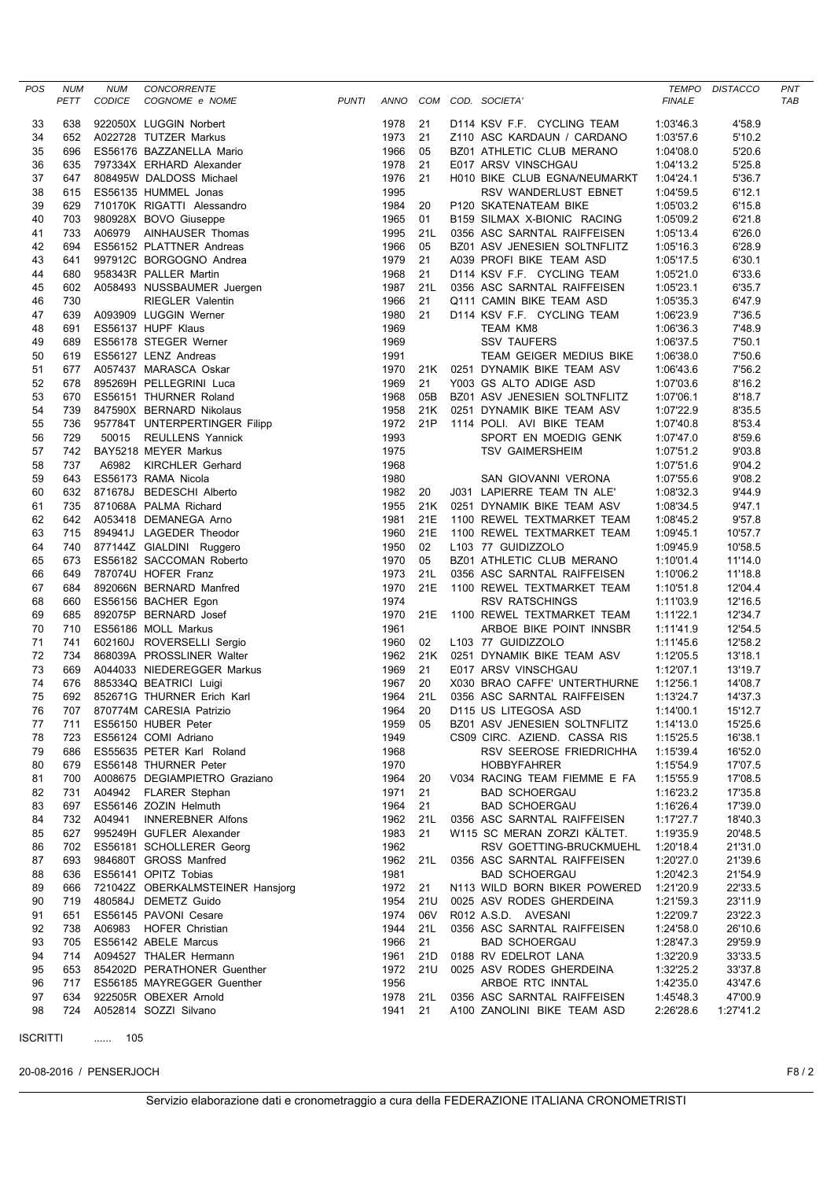| POS | NUM PETT | NUM CODICE | CONCORRENTE COGNOME e NOME | PUNTI | ANNO | COM | COD. | SOCIETA' | TEMPO FINALE | DISTACCO | PNT TAB |
|---|---|---|---|---|---|---|---|---|---|---|---|
| 33 | 638 | 922050X | LUGGIN Norbert | | 1978 | 21 | D114 | KSV F.F. CYCLING TEAM | 1:03'46.3 | 4'58.9 | |
| 34 | 652 | A022728 | TUTZER Markus | | 1973 | 21 | Z110 | ASC KARDAUN / CARDANO | 1:03'57.6 | 5'10.2 | |
| 35 | 696 | ES56176 | BAZZANELLA Mario | | 1966 | 05 | BZ01 | ATHLETIC CLUB MERANO | 1:04'08.0 | 5'20.6 | |
| 36 | 635 | 797334X | ERHARD Alexander | | 1978 | 21 | E017 | ARSV VINSCHGAU | 1:04'13.2 | 5'25.8 | |
| 37 | 647 | 808495W | DALDOSS Michael | | 1976 | 21 | H010 | BIKE CLUB EGNA/NEUMARKT | 1:04'24.1 | 5'36.7 | |
| 38 | 615 | ES56135 | HUMMEL Jonas | | 1995 | | | RSV WANDERLUST EBNET | 1:04'59.5 | 6'12.1 | |
| 39 | 629 | 710170K | RIGATTI Alessandro | | 1984 | 20 | P120 | SKATENATEAM BIKE | 1:05'03.2 | 6'15.8 | |
| 40 | 703 | 980928X | BOVO Giuseppe | | 1965 | 01 | B159 | SILMAX X-BIONIC RACING | 1:05'09.2 | 6'21.8 | |
| 41 | 733 | A06979 | AINHAUSER Thomas | | 1995 | 21L | 0356 | ASC SARNTAL RAIFFEISEN | 1:05'13.4 | 6'26.0 | |
| 42 | 694 | ES56152 | PLATTNER Andreas | | 1966 | 05 | BZ01 | ASV JENESIEN SOLTNFLITZ | 1:05'16.3 | 6'28.9 | |
| 43 | 641 | 997912C | BORGOGNO Andrea | | 1979 | 21 | A039 | PROFI BIKE TEAM ASD | 1:05'17.5 | 6'30.1 | |
| 44 | 680 | 958343R | PALLER Martin | | 1968 | 21 | D114 | KSV F.F. CYCLING TEAM | 1:05'21.0 | 6'33.6 | |
| 45 | 602 | A058493 | NUSSBAUMER Juergen | | 1987 | 21L | 0356 | ASC SARNTAL RAIFFEISEN | 1:05'23.1 | 6'35.7 | |
| 46 | 730 | | RIEGLER Valentin | | 1966 | 21 | Q111 | CAMIN BIKE TEAM ASD | 1:05'35.3 | 6'47.9 | |
| 47 | 639 | A093909 | LUGGIN Werner | | 1980 | 21 | D114 | KSV F.F. CYCLING TEAM | 1:06'23.9 | 7'36.5 | |
| 48 | 691 | ES56137 | HUPF Klaus | | 1969 | | | TEAM KM8 | 1:06'36.3 | 7'48.9 | |
| 49 | 689 | ES56178 | STEGER Werner | | 1969 | | | SSV TAUFERS | 1:06'37.5 | 7'50.1 | |
| 50 | 619 | ES56127 | LENZ Andreas | | 1991 | | | TEAM GEIGER MEDIUS BIKE | 1:06'38.0 | 7'50.6 | |
| 51 | 677 | A057437 | MARASCA Oskar | | 1970 | 21K | 0251 | DYNAMIK BIKE TEAM ASV | 1:06'43.6 | 7'56.2 | |
| 52 | 678 | 895269H | PELLEGRINI Luca | | 1969 | 21 | Y003 | GS ALTO ADIGE ASD | 1:07'03.6 | 8'16.2 | |
| 53 | 670 | ES56151 | THURNER Roland | | 1968 | 05B | BZ01 | ASV JENESIEN SOLTNFLITZ | 1:07'06.1 | 8'18.7 | |
| 54 | 739 | 847590X | BERNARD Nikolaus | | 1958 | 21K | 0251 | DYNAMIK BIKE TEAM ASV | 1:07'22.9 | 8'35.5 | |
| 55 | 736 | 957784T | UNTERPERTINGER Filipp | | 1972 | 21P | 1114 | POLI. AVI BIKE TEAM | 1:07'40.8 | 8'53.4 | |
| 56 | 729 | 50015 | REULLENS Yannick | | 1993 | | | SPORT EN MOEDIG GENK | 1:07'47.0 | 8'59.6 | |
| 57 | 742 | BAY5218 | MEYER Markus | | 1975 | | | TSV GAIMERSHEIM | 1:07'51.2 | 9'03.8 | |
| 58 | 737 | A6982 | KIRCHLER Gerhard | | 1968 | | | | 1:07'51.6 | 9'04.2 | |
| 59 | 643 | ES56173 | RAMA Nicola | | 1980 | | | SAN GIOVANNI VERONA | 1:07'55.6 | 9'08.2 | |
| 60 | 632 | 871678J | BEDESCHI Alberto | | 1982 | 20 | J031 | LAPIERRE TEAM TN ALE' | 1:08'32.3 | 9'44.9 | |
| 61 | 735 | 871068A | PALMA Richard | | 1955 | 21K | 0251 | DYNAMIK BIKE TEAM ASV | 1:08'34.5 | 9'47.1 | |
| 62 | 642 | A053418 | DEMANEGA Arno | | 1981 | 21E | 1100 | REWEL TEXTMARKET TEAM | 1:08'45.2 | 9'57.8 | |
| 63 | 715 | 894941J | LAGEDER Theodor | | 1960 | 21E | 1100 | REWEL TEXTMARKET TEAM | 1:09'45.1 | 10'57.7 | |
| 64 | 740 | 877144Z | GIALDINI Ruggero | | 1950 | 02 | L103 | 77 GUIDIZZOLO | 1:09'45.9 | 10'58.5 | |
| 65 | 673 | ES56182 | SACCOMAN Roberto | | 1970 | 05 | BZ01 | ATHLETIC CLUB MERANO | 1:10'01.4 | 11'14.0 | |
| 66 | 649 | 787074U | HOFER Franz | | 1973 | 21L | 0356 | ASC SARNTAL RAIFFEISEN | 1:10'06.2 | 11'18.8 | |
| 67 | 684 | 892066N | BERNARD Manfred | | 1970 | 21E | 1100 | REWEL TEXTMARKET TEAM | 1:10'51.8 | 12'04.4 | |
| 68 | 660 | ES56156 | BACHER Egon | | 1974 | | | RSV RATSCHINGS | 1:11'03.9 | 12'16.5 | |
| 69 | 685 | 892075P | BERNARD Josef | | 1970 | 21E | 1100 | REWEL TEXTMARKET TEAM | 1:11'22.1 | 12'34.7 | |
| 70 | 710 | ES56186 | MOLL Markus | | 1961 | | | ARBOE BIKE POINT INNSBR | 1:11'41.9 | 12'54.5 | |
| 71 | 741 | 602160J | ROVERSELLI Sergio | | 1960 | 02 | L103 | 77 GUIDIZZOLO | 1:11'45.6 | 12'58.2 | |
| 72 | 734 | 868039A | PROSSLINER Walter | | 1962 | 21K | 0251 | DYNAMIK BIKE TEAM ASV | 1:12'05.5 | 13'18.1 | |
| 73 | 669 | A044033 | NIEDEREGGER Markus | | 1969 | 21 | E017 | ARSV VINSCHGAU | 1:12'07.1 | 13'19.7 | |
| 74 | 676 | 885334Q | BEATRICI Luigi | | 1967 | 20 | X030 | BRAO CAFFE' UNTERTHURNE | 1:12'56.1 | 14'08.7 | |
| 75 | 692 | 852671G | THURNER Erich Karl | | 1964 | 21L | 0356 | ASC SARNTAL RAIFFEISEN | 1:13'24.7 | 14'37.3 | |
| 76 | 707 | 870774M | CARESIA Patrizio | | 1964 | 20 | D115 | US LITEGOSA ASD | 1:14'00.1 | 15'12.7 | |
| 77 | 711 | ES56150 | HUBER Peter | | 1959 | 05 | BZ01 | ASV JENESIEN SOLTNFLITZ | 1:14'13.0 | 15'25.6 | |
| 78 | 723 | ES56124 | COMI Adriano | | 1949 | | CS09 | CIRC. AZIEND. CASSA RIS | 1:15'25.5 | 16'38.1 | |
| 79 | 686 | ES55635 | PETER Karl Roland | | 1968 | | | RSV SEEROSE FRIEDRICHHA | 1:15'39.4 | 16'52.0 | |
| 80 | 679 | ES56148 | THURNER Peter | | 1970 | | | HOBBYFAHRER | 1:15'54.9 | 17'07.5 | |
| 81 | 700 | A008675 | DEGIAMPIETRO Graziano | | 1964 | 20 | V034 | RACING TEAM FIEMME E FA | 1:15'55.9 | 17'08.5 | |
| 82 | 731 | A04942 | FLARER Stephan | | 1971 | 21 | | BAD SCHOERGAU | 1:16'23.2 | 17'35.8 | |
| 83 | 697 | ES56146 | ZOZIN Helmuth | | 1964 | 21 | | BAD SCHOERGAU | 1:16'26.4 | 17'39.0 | |
| 84 | 732 | A04941 | INNEREBNER Alfons | | 1962 | 21L | 0356 | ASC SARNTAL RAIFFEISEN | 1:17'27.7 | 18'40.3 | |
| 85 | 627 | 995249H | GUFLER Alexander | | 1983 | 21 | W115 | SC MERAN ZORZI KÄLTET. | 1:19'35.9 | 20'48.5 | |
| 86 | 702 | ES56181 | SCHOLLERER Georg | | 1962 | | | RSV GOETTING-BRUCKMUEHL | 1:20'18.4 | 21'31.0 | |
| 87 | 693 | 984680T | GROSS Manfred | | 1962 | 21L | 0356 | ASC SARNTAL RAIFFEISEN | 1:20'27.0 | 21'39.6 | |
| 88 | 636 | ES56141 | OPITZ Tobias | | 1981 | | | BAD SCHOERGAU | 1:20'42.3 | 21'54.9 | |
| 89 | 666 | 721042Z | OBERKALMSTEINER Hansjorg | | 1972 | 21 | N113 | WILD BORN BIKER POWERED | 1:21'20.9 | 22'33.5 | |
| 90 | 719 | 480584J | DEMETZ Guido | | 1954 | 21U | 0025 | ASV RODES GHERDEINA | 1:21'59.3 | 23'11.9 | |
| 91 | 651 | ES56145 | PAVONI Cesare | | 1974 | 06V | R012 | A.S.D. AVESANI | 1:22'09.7 | 23'22.3 | |
| 92 | 738 | A06983 | HOFER Christian | | 1944 | 21L | 0356 | ASC SARNTAL RAIFFEISEN | 1:24'58.0 | 26'10.6 | |
| 93 | 705 | ES56142 | ABELE Marcus | | 1966 | 21 | | BAD SCHOERGAU | 1:28'47.3 | 29'59.9 | |
| 94 | 714 | A094527 | THALER Hermann | | 1961 | 21D | 0188 | RV EDELROT LANA | 1:32'20.9 | 33'33.5 | |
| 95 | 653 | 854202D | PERATHONER Guenther | | 1972 | 21U | 0025 | ASV RODES GHERDEINA | 1:32'25.2 | 33'37.8 | |
| 96 | 717 | ES56185 | MAYREGGER Guenther | | 1956 | | | ARBOE RTC INNTAL | 1:42'35.0 | 43'47.6 | |
| 97 | 634 | 922505R | OBEXER Arnold | | 1978 | 21L | 0356 | ASC SARNTAL RAIFFEISEN | 1:45'48.3 | 47'00.9 | |
| 98 | 724 | A052814 | SOZZI Silvano | | 1941 | 21 | A100 | ZANOLINI BIKE TEAM ASD | 2:26'28.6 | 1:27'41.2 | |

ISCRITTI ...... 105

20-08-2016 / PENSERJOCH

Servizio elaborazione dati e cronometraggio a cura della FEDERAZIONE ITALIANA CRONOMETRISTI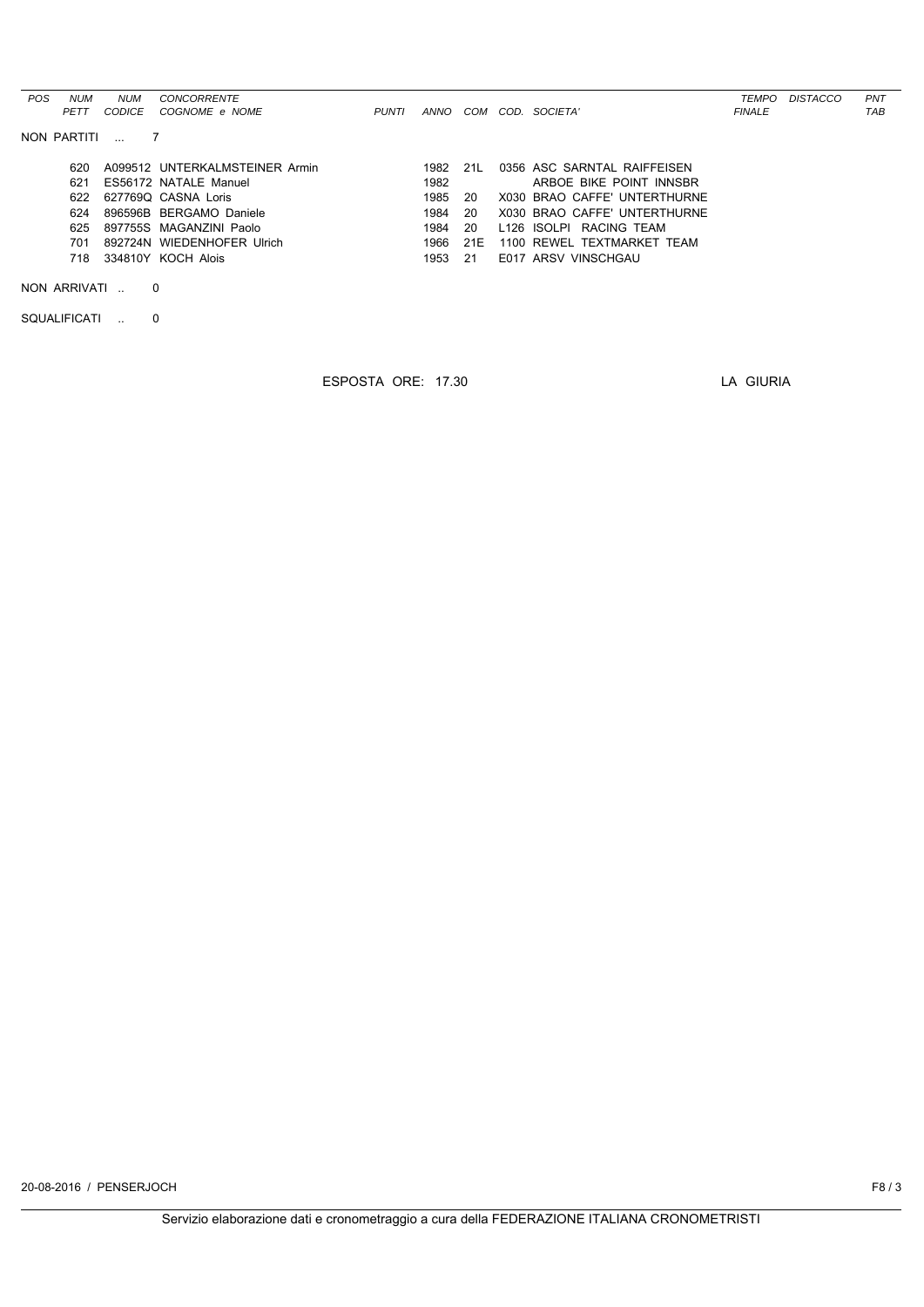| POS | NUM PETT | NUM CODICE | CONCORRENTE COGNOME e NOME | PUNTI | ANNO | COM | COD. | SOCIETA' | TEMPO FINALE | DISTACCO | PNT TAB |
|---|---|---|---|---|---|---|---|---|---|---|---|

NON PARTITI ... 7

| NUM PETT | NUM CODICE | COGNOME e NOME | ANNO | COM | COD. | SOCIETA' |
|---|---|---|---|---|---|---|
| 620 | A099512 | UNTERKALMSTEINER Armin | 1982 | 21L | 0356 | ASC SARNTAL RAIFFEISEN |
| 621 | ES56172 | NATALE Manuel | 1982 | | | ARBOE BIKE POINT INNSBR |
| 622 | 627769Q | CASNA Loris | 1985 | 20 | X030 | BRAO CAFFE' UNTERTHURNE |
| 624 | 896596B | BERGAMO Daniele | 1984 | 20 | X030 | BRAO CAFFE' UNTERTHURNE |
| 625 | 897755S | MAGANZINI Paolo | 1984 | 20 | L126 | ISOLPI RACING TEAM |
| 701 | 892724N | WIEDENHOFER Ulrich | 1966 | 21E | 1100 | REWEL TEXTMARKET TEAM |
| 718 | 334810Y | KOCH Alois | 1953 | 21 | E017 | ARSV VINSCHGAU |

NON ARRIVATI .. 0

SQUALIFICATI .. 0

ESPOSTA ORE: 17.30

LA GIURIA

20-08-2016 / PENSERJOCH

F8 / 3

Servizio elaborazione dati e cronometraggio a cura della FEDERAZIONE ITALIANA CRONOMETRISTI